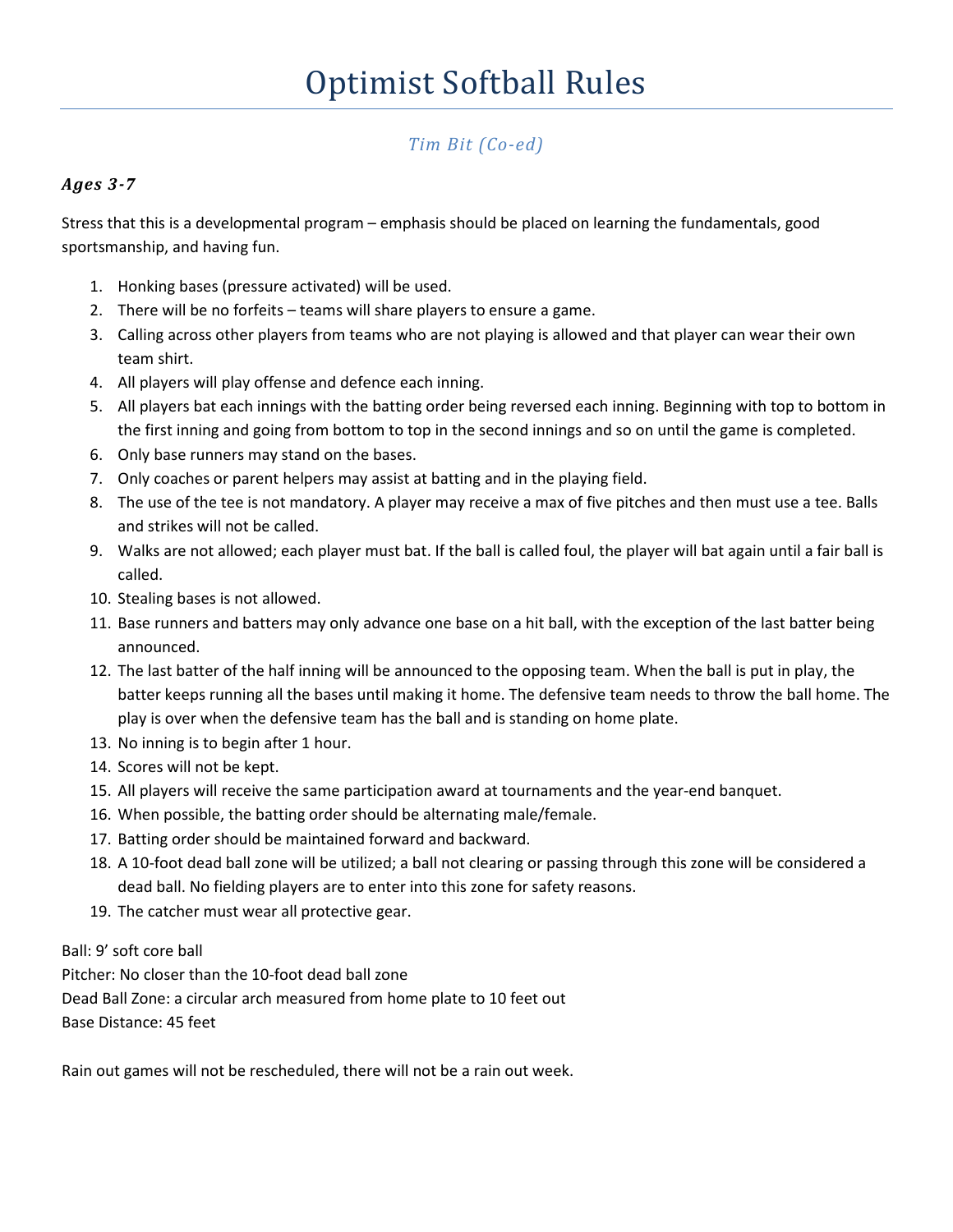# Optimist Softball Rules

## *Tim Bit (Co-ed)*

### *Ages 3-7*

Stress that this is a developmental program – emphasis should be placed on learning the fundamentals, good sportsmanship, and having fun.

1. Honking bases (pressure activated) will be used.
2. There will be no forfeits – teams will share players to ensure a game.
3. Calling across other players from teams who are not playing is allowed and that player can wear their own team shirt.
4. All players will play offense and defence each inning.
5. All players bat each innings with the batting order being reversed each inning. Beginning with top to bottom in the first inning and going from bottom to top in the second innings and so on until the game is completed.
6. Only base runners may stand on the bases.
7. Only coaches or parent helpers may assist at batting and in the playing field.
8. The use of the tee is not mandatory. A player may receive a max of five pitches and then must use a tee. Balls and strikes will not be called.
9. Walks are not allowed; each player must bat. If the ball is called foul, the player will bat again until a fair ball is called.
10. Stealing bases is not allowed.
11. Base runners and batters may only advance one base on a hit ball, with the exception of the last batter being announced.
12. The last batter of the half inning will be announced to the opposing team. When the ball is put in play, the batter keeps running all the bases until making it home. The defensive team needs to throw the ball home. The play is over when the defensive team has the ball and is standing on home plate.
13. No inning is to begin after 1 hour.
14. Scores will not be kept.
15. All players will receive the same participation award at tournaments and the year-end banquet.
16. When possible, the batting order should be alternating male/female.
17. Batting order should be maintained forward and backward.
18. A 10-foot dead ball zone will be utilized; a ball not clearing or passing through this zone will be considered a dead ball. No fielding players are to enter into this zone for safety reasons.
19. The catcher must wear all protective gear.

Ball: 9' soft core ball
Pitcher: No closer than the 10-foot dead ball zone
Dead Ball Zone: a circular arch measured from home plate to 10 feet out
Base Distance: 45 feet

Rain out games will not be rescheduled, there will not be a rain out week.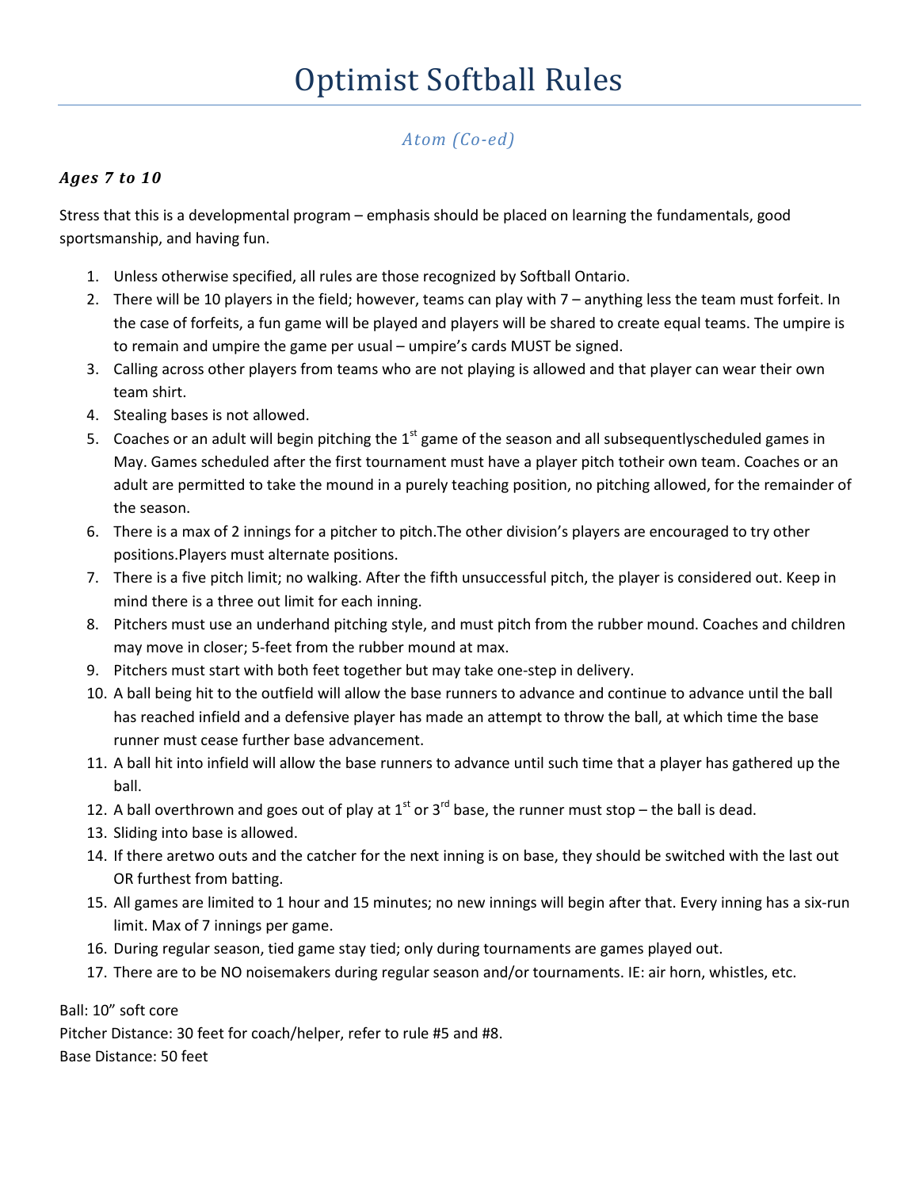# Optimist Softball Rules

### *Atom (Co-ed)*

### *Ages 7 to 10*

Stress that this is a developmental program – emphasis should be placed on learning the fundamentals, good sportsmanship, and having fun.

1. Unless otherwise specified, all rules are those recognized by Softball Ontario.
2. There will be 10 players in the field; however, teams can play with 7 – anything less the team must forfeit. In the case of forfeits, a fun game will be played and players will be shared to create equal teams. The umpire is to remain and umpire the game per usual – umpire's cards MUST be signed.
3. Calling across other players from teams who are not playing is allowed and that player can wear their own team shirt.
4. Stealing bases is not allowed.
5. Coaches or an adult will begin pitching the 1st game of the season and all subsequentlyscheduled games in May. Games scheduled after the first tournament must have a player pitch totheir own team. Coaches or an adult are permitted to take the mound in a purely teaching position, no pitching allowed, for the remainder of the season.
6. There is a max of 2 innings for a pitcher to pitch.The other division's players are encouraged to try other positions.Players must alternate positions.
7. There is a five pitch limit; no walking. After the fifth unsuccessful pitch, the player is considered out. Keep in mind there is a three out limit for each inning.
8. Pitchers must use an underhand pitching style, and must pitch from the rubber mound. Coaches and children may move in closer; 5-feet from the rubber mound at max.
9. Pitchers must start with both feet together but may take one-step in delivery.
10. A ball being hit to the outfield will allow the base runners to advance and continue to advance until the ball has reached infield and a defensive player has made an attempt to throw the ball, at which time the base runner must cease further base advancement.
11. A ball hit into infield will allow the base runners to advance until such time that a player has gathered up the ball.
12. A ball overthrown and goes out of play at 1st or 3rd base, the runner must stop – the ball is dead.
13. Sliding into base is allowed.
14. If there aretwo outs and the catcher for the next inning is on base, they should be switched with the last out OR furthest from batting.
15. All games are limited to 1 hour and 15 minutes; no new innings will begin after that. Every inning has a six-run limit. Max of 7 innings per game.
16. During regular season, tied game stay tied; only during tournaments are games played out.
17. There are to be NO noisemakers during regular season and/or tournaments. IE: air horn, whistles, etc.

Ball: 10" soft core
Pitcher Distance: 30 feet for coach/helper, refer to rule #5 and #8.
Base Distance: 50 feet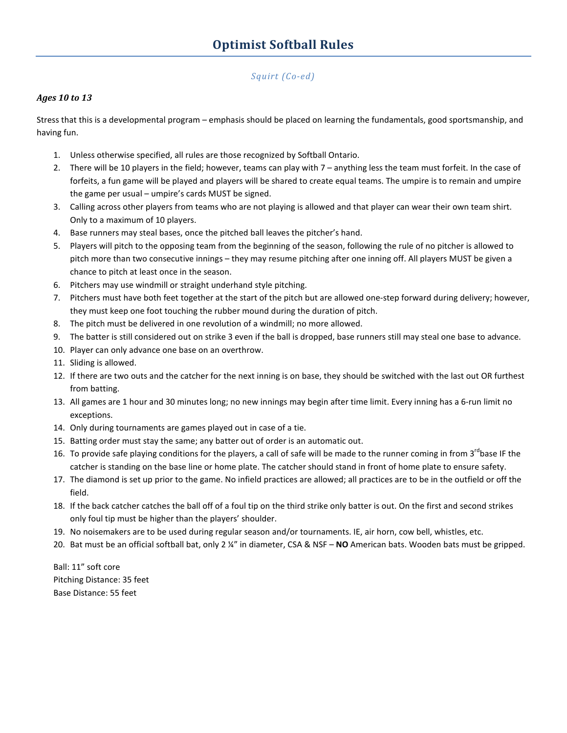# Optimist Softball Rules

*Squirt (Co-ed)*

***Ages 10 to 13***

Stress that this is a developmental program – emphasis should be placed on learning the fundamentals, good sportsmanship, and having fun.

1. Unless otherwise specified, all rules are those recognized by Softball Ontario.
2. There will be 10 players in the field; however, teams can play with 7 – anything less the team must forfeit. In the case of forfeits, a fun game will be played and players will be shared to create equal teams. The umpire is to remain and umpire the game per usual – umpire's cards MUST be signed.
3. Calling across other players from teams who are not playing is allowed and that player can wear their own team shirt. Only to a maximum of 10 players.
4. Base runners may steal bases, once the pitched ball leaves the pitcher's hand.
5. Players will pitch to the opposing team from the beginning of the season, following the rule of no pitcher is allowed to pitch more than two consecutive innings – they may resume pitching after one inning off. All players MUST be given a chance to pitch at least once in the season.
6. Pitchers may use windmill or straight underhand style pitching.
7. Pitchers must have both feet together at the start of the pitch but are allowed one-step forward during delivery; however, they must keep one foot touching the rubber mound during the duration of pitch.
8. The pitch must be delivered in one revolution of a windmill; no more allowed.
9. The batter is still considered out on strike 3 even if the ball is dropped, base runners still may steal one base to advance.
10. Player can only advance one base on an overthrow.
11. Sliding is allowed.
12. If there are two outs and the catcher for the next inning is on base, they should be switched with the last out OR furthest from batting.
13. All games are 1 hour and 30 minutes long; no new innings may begin after time limit. Every inning has a 6-run limit no exceptions.
14. Only during tournaments are games played out in case of a tie.
15. Batting order must stay the same; any batter out of order is an automatic out.
16. To provide safe playing conditions for the players, a call of safe will be made to the runner coming in from 3rd base IF the catcher is standing on the base line or home plate. The catcher should stand in front of home plate to ensure safety.
17. The diamond is set up prior to the game. No infield practices are allowed; all practices are to be in the outfield or off the field.
18. If the back catcher catches the ball off of a foul tip on the third strike only batter is out. On the first and second strikes only foul tip must be higher than the players' shoulder.
19. No noisemakers are to be used during regular season and/or tournaments. IE, air horn, cow bell, whistles, etc.
20. Bat must be an official softball bat, only 2 ¼" in diameter, CSA & NSF – **NO** American bats. Wooden bats must be gripped.

Ball: 11" soft core
Pitching Distance: 35 feet
Base Distance: 55 feet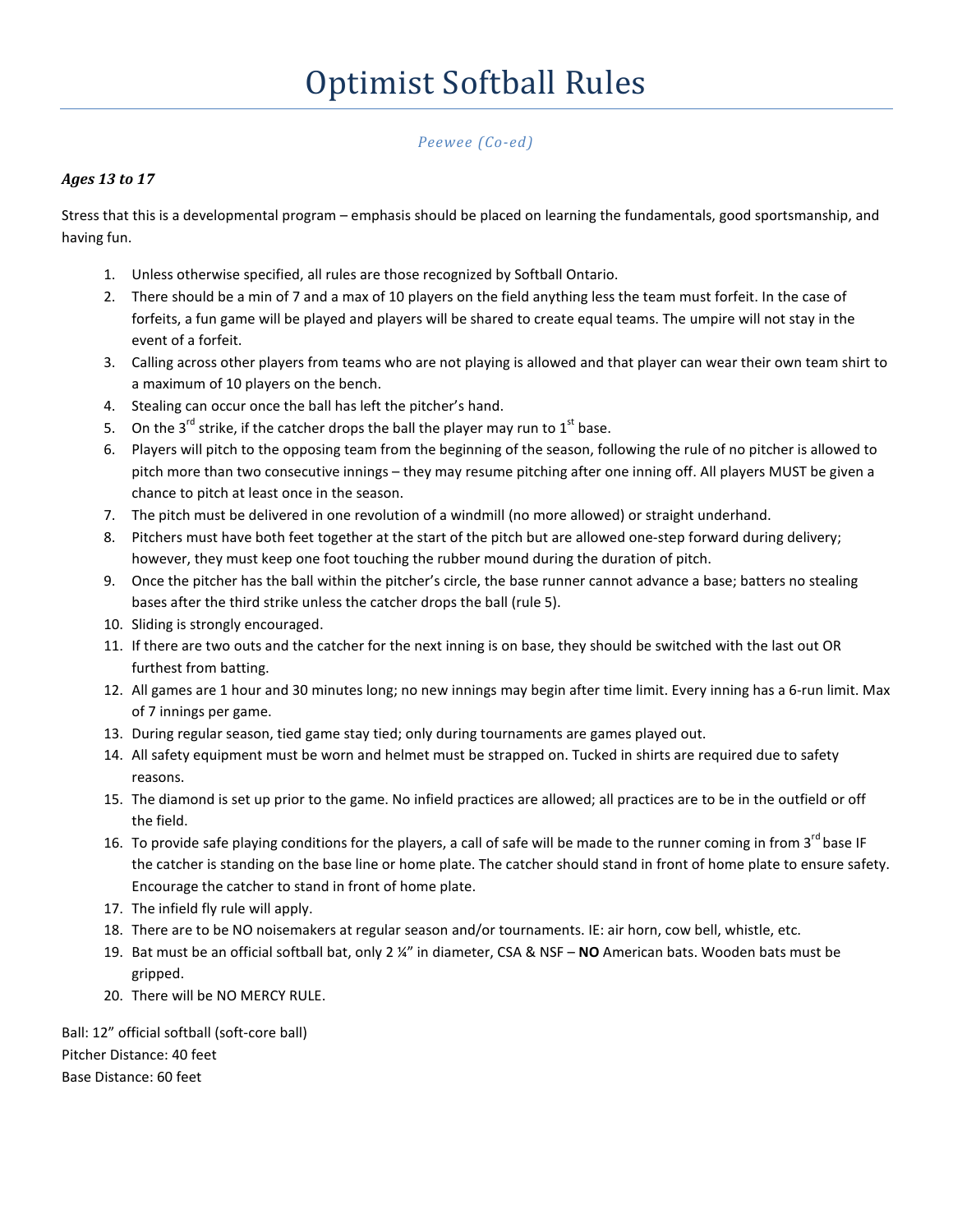# Optimist Softball Rules

*Peewee (Co-ed)*

***Ages 13 to 17***

Stress that this is a developmental program – emphasis should be placed on learning the fundamentals, good sportsmanship, and having fun.

1. Unless otherwise specified, all rules are those recognized by Softball Ontario.
2. There should be a min of 7 and a max of 10 players on the field anything less the team must forfeit. In the case of forfeits, a fun game will be played and players will be shared to create equal teams. The umpire will not stay in the event of a forfeit.
3. Calling across other players from teams who are not playing is allowed and that player can wear their own team shirt to a maximum of 10 players on the bench.
4. Stealing can occur once the ball has left the pitcher's hand.
5. On the 3rd strike, if the catcher drops the ball the player may run to 1st base.
6. Players will pitch to the opposing team from the beginning of the season, following the rule of no pitcher is allowed to pitch more than two consecutive innings – they may resume pitching after one inning off. All players MUST be given a chance to pitch at least once in the season.
7. The pitch must be delivered in one revolution of a windmill (no more allowed) or straight underhand.
8. Pitchers must have both feet together at the start of the pitch but are allowed one-step forward during delivery; however, they must keep one foot touching the rubber mound during the duration of pitch.
9. Once the pitcher has the ball within the pitcher's circle, the base runner cannot advance a base; batters no stealing bases after the third strike unless the catcher drops the ball (rule 5).
10. Sliding is strongly encouraged.
11. If there are two outs and the catcher for the next inning is on base, they should be switched with the last out OR furthest from batting.
12. All games are 1 hour and 30 minutes long; no new innings may begin after time limit. Every inning has a 6-run limit. Max of 7 innings per game.
13. During regular season, tied game stay tied; only during tournaments are games played out.
14. All safety equipment must be worn and helmet must be strapped on. Tucked in shirts are required due to safety reasons.
15. The diamond is set up prior to the game. No infield practices are allowed; all practices are to be in the outfield or off the field.
16. To provide safe playing conditions for the players, a call of safe will be made to the runner coming in from 3rd base IF the catcher is standing on the base line or home plate. The catcher should stand in front of home plate to ensure safety. Encourage the catcher to stand in front of home plate.
17. The infield fly rule will apply.
18. There are to be NO noisemakers at regular season and/or tournaments. IE: air horn, cow bell, whistle, etc.
19. Bat must be an official softball bat, only 2 ¼" in diameter, CSA & NSF – **NO** American bats. Wooden bats must be gripped.
20. There will be NO MERCY RULE.

Ball: 12" official softball (soft-core ball)
Pitcher Distance: 40 feet
Base Distance: 60 feet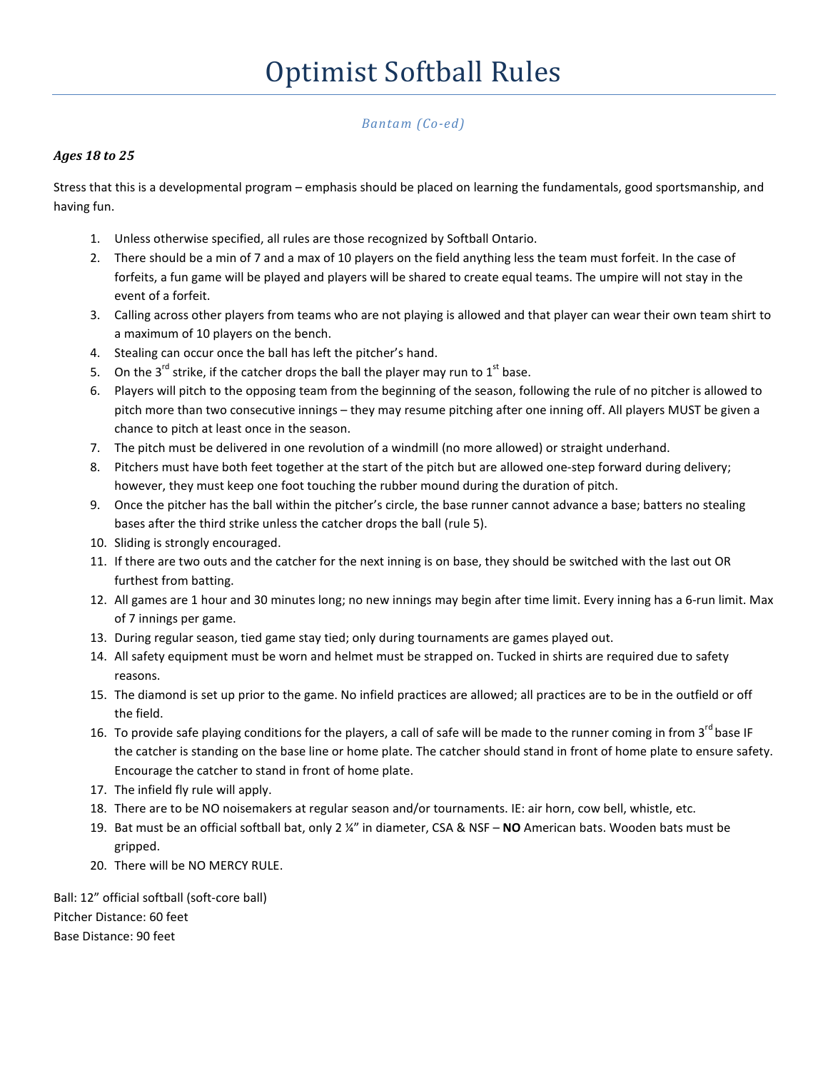# Optimist Softball Rules

*Bantam (Co-ed)*

***Ages 18 to 25***

Stress that this is a developmental program – emphasis should be placed on learning the fundamentals, good sportsmanship, and having fun.

1. Unless otherwise specified, all rules are those recognized by Softball Ontario.
2. There should be a min of 7 and a max of 10 players on the field anything less the team must forfeit. In the case of forfeits, a fun game will be played and players will be shared to create equal teams. The umpire will not stay in the event of a forfeit.
3. Calling across other players from teams who are not playing is allowed and that player can wear their own team shirt to a maximum of 10 players on the bench.
4. Stealing can occur once the ball has left the pitcher's hand.
5. On the 3rd strike, if the catcher drops the ball the player may run to 1st base.
6. Players will pitch to the opposing team from the beginning of the season, following the rule of no pitcher is allowed to pitch more than two consecutive innings – they may resume pitching after one inning off. All players MUST be given a chance to pitch at least once in the season.
7. The pitch must be delivered in one revolution of a windmill (no more allowed) or straight underhand.
8. Pitchers must have both feet together at the start of the pitch but are allowed one-step forward during delivery; however, they must keep one foot touching the rubber mound during the duration of pitch.
9. Once the pitcher has the ball within the pitcher's circle, the base runner cannot advance a base; batters no stealing bases after the third strike unless the catcher drops the ball (rule 5).
10. Sliding is strongly encouraged.
11. If there are two outs and the catcher for the next inning is on base, they should be switched with the last out OR furthest from batting.
12. All games are 1 hour and 30 minutes long; no new innings may begin after time limit. Every inning has a 6-run limit. Max of 7 innings per game.
13. During regular season, tied game stay tied; only during tournaments are games played out.
14. All safety equipment must be worn and helmet must be strapped on. Tucked in shirts are required due to safety reasons.
15. The diamond is set up prior to the game. No infield practices are allowed; all practices are to be in the outfield or off the field.
16. To provide safe playing conditions for the players, a call of safe will be made to the runner coming in from 3rd base IF the catcher is standing on the base line or home plate. The catcher should stand in front of home plate to ensure safety. Encourage the catcher to stand in front of home plate.
17. The infield fly rule will apply.
18. There are to be NO noisemakers at regular season and/or tournaments. IE: air horn, cow bell, whistle, etc.
19. Bat must be an official softball bat, only 2 ¼" in diameter, CSA & NSF – **NO** American bats. Wooden bats must be gripped.
20. There will be NO MERCY RULE.

Ball: 12" official softball (soft-core ball)
Pitcher Distance: 60 feet
Base Distance: 90 feet